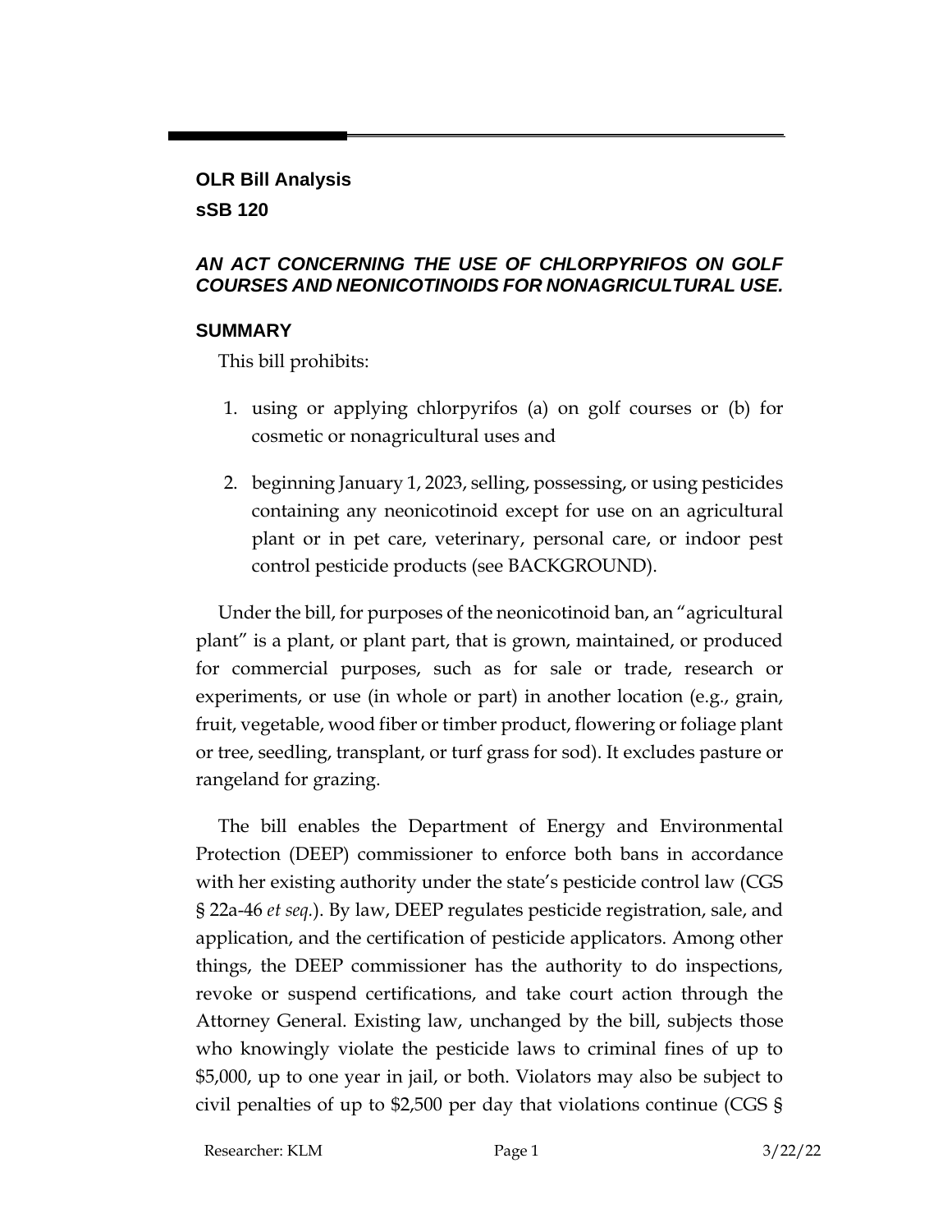**OLR Bill Analysis**

**sSB 120**

***AN ACT CONCERNING THE USE OF CHLORPYRIFOS ON GOLF COURSES AND NEONICOTINOIDS FOR NONAGRICULTURAL USE.***

## SUMMARY

This bill prohibits:

1. using or applying chlorpyrifos (a) on golf courses or (b) for cosmetic or nonagricultural uses and

2. beginning January 1, 2023, selling, possessing, or using pesticides containing any neonicotinoid except for use on an agricultural plant or in pet care, veterinary, personal care, or indoor pest control pesticide products (see BACKGROUND).

Under the bill, for purposes of the neonicotinoid ban, an "agricultural plant" is a plant, or plant part, that is grown, maintained, or produced for commercial purposes, such as for sale or trade, research or experiments, or use (in whole or part) in another location (e.g., grain, fruit, vegetable, wood fiber or timber product, flowering or foliage plant or tree, seedling, transplant, or turf grass for sod). It excludes pasture or rangeland for grazing.

The bill enables the Department of Energy and Environmental Protection (DEEP) commissioner to enforce both bans in accordance with her existing authority under the state's pesticide control law (CGS § 22a-46 *et seq.*). By law, DEEP regulates pesticide registration, sale, and application, and the certification of pesticide applicators. Among other things, the DEEP commissioner has the authority to do inspections, revoke or suspend certifications, and take court action through the Attorney General. Existing law, unchanged by the bill, subjects those who knowingly violate the pesticide laws to criminal fines of up to $5,000, up to one year in jail, or both. Violators may also be subject to civil penalties of up to $2,500 per day that violations continue (CGS §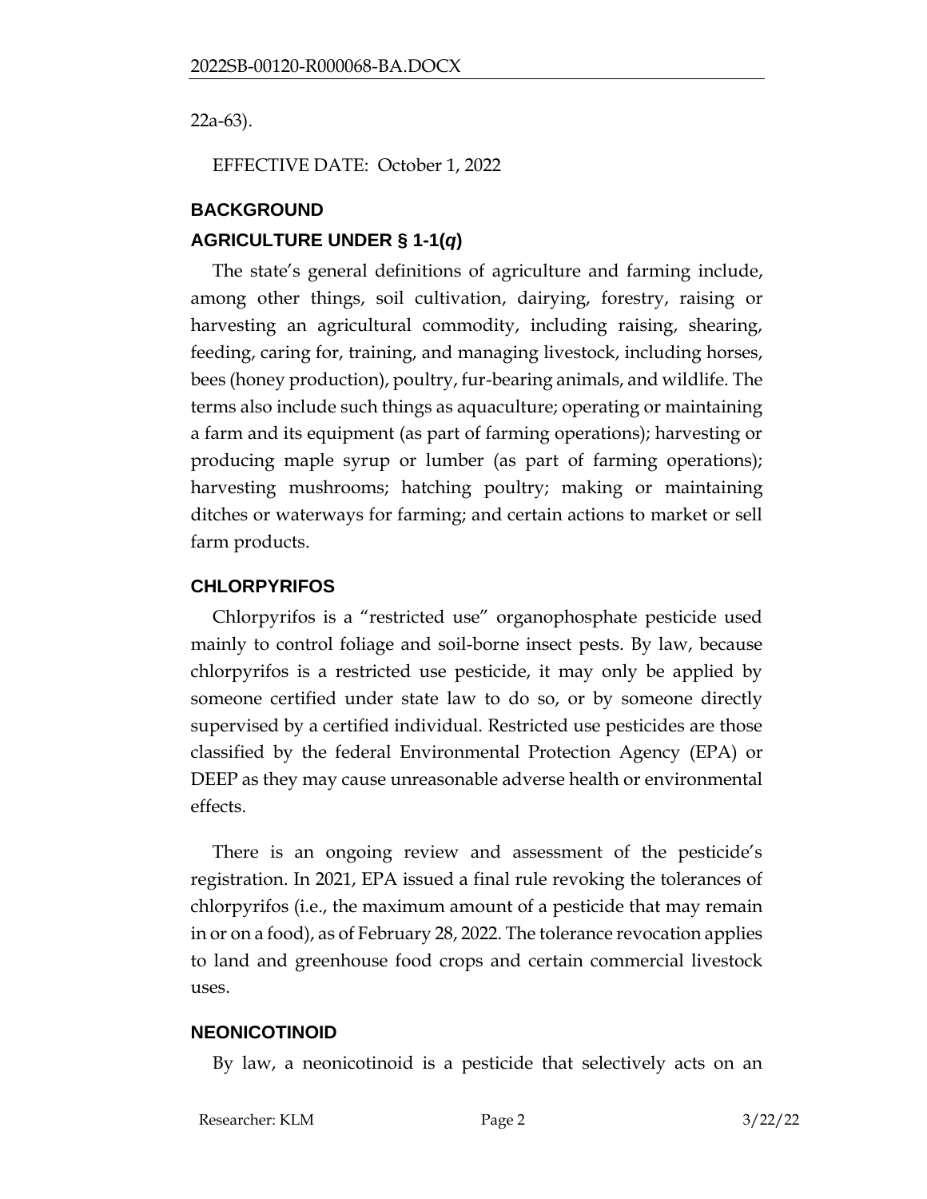22a-63).

EFFECTIVE DATE: October 1, 2022

## BACKGROUND

### AGRICULTURE UNDER § 1-1(*q*)

The state's general definitions of agriculture and farming include, among other things, soil cultivation, dairying, forestry, raising or harvesting an agricultural commodity, including raising, shearing, feeding, caring for, training, and managing livestock, including horses, bees (honey production), poultry, fur-bearing animals, and wildlife. The terms also include such things as aquaculture; operating or maintaining a farm and its equipment (as part of farming operations); harvesting or producing maple syrup or lumber (as part of farming operations); harvesting mushrooms; hatching poultry; making or maintaining ditches or waterways for farming; and certain actions to market or sell farm products.

### CHLORPYRIFOS

Chlorpyrifos is a "restricted use" organophosphate pesticide used mainly to control foliage and soil-borne insect pests. By law, because chlorpyrifos is a restricted use pesticide, it may only be applied by someone certified under state law to do so, or by someone directly supervised by a certified individual. Restricted use pesticides are those classified by the federal Environmental Protection Agency (EPA) or DEEP as they may cause unreasonable adverse health or environmental effects.

There is an ongoing review and assessment of the pesticide's registration. In 2021, EPA issued a final rule revoking the tolerances of chlorpyrifos (i.e., the maximum amount of a pesticide that may remain in or on a food), as of February 28, 2022. The tolerance revocation applies to land and greenhouse food crops and certain commercial livestock uses.

### NEONICOTINOID

By law, a neonicotinoid is a pesticide that selectively acts on an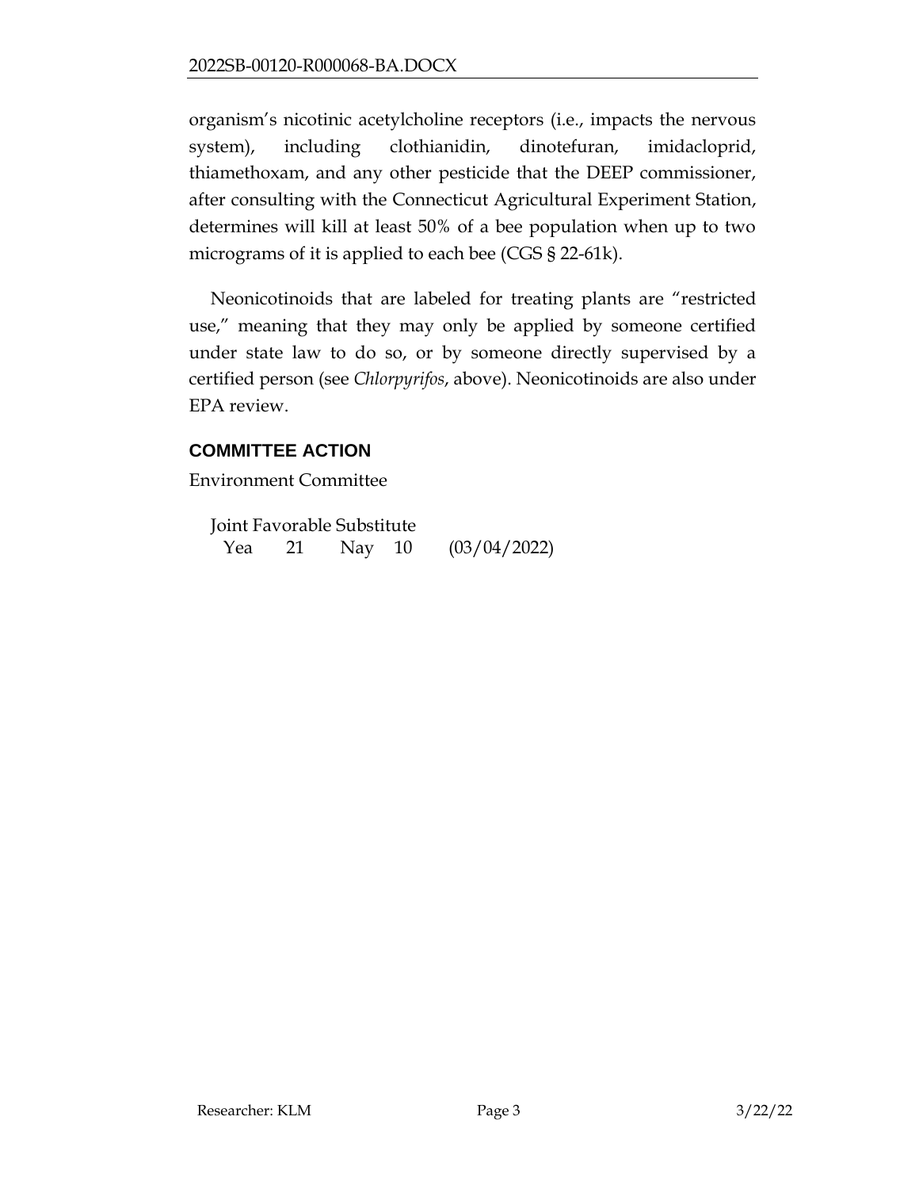organism's nicotinic acetylcholine receptors (i.e., impacts the nervous system), including clothianidin, dinotefuran, imidacloprid, thiamethoxam, and any other pesticide that the DEEP commissioner, after consulting with the Connecticut Agricultural Experiment Station, determines will kill at least 50% of a bee population when up to two micrograms of it is applied to each bee (CGS § 22-61k).

Neonicotinoids that are labeled for treating plants are "restricted use," meaning that they may only be applied by someone certified under state law to do so, or by someone directly supervised by a certified person (see *Chlorpyrifos*, above). Neonicotinoids are also under EPA review.

## COMMITTEE ACTION

Environment Committee

Joint Favorable Substitute
Yea 21 Nay 10 (03/04/2022)